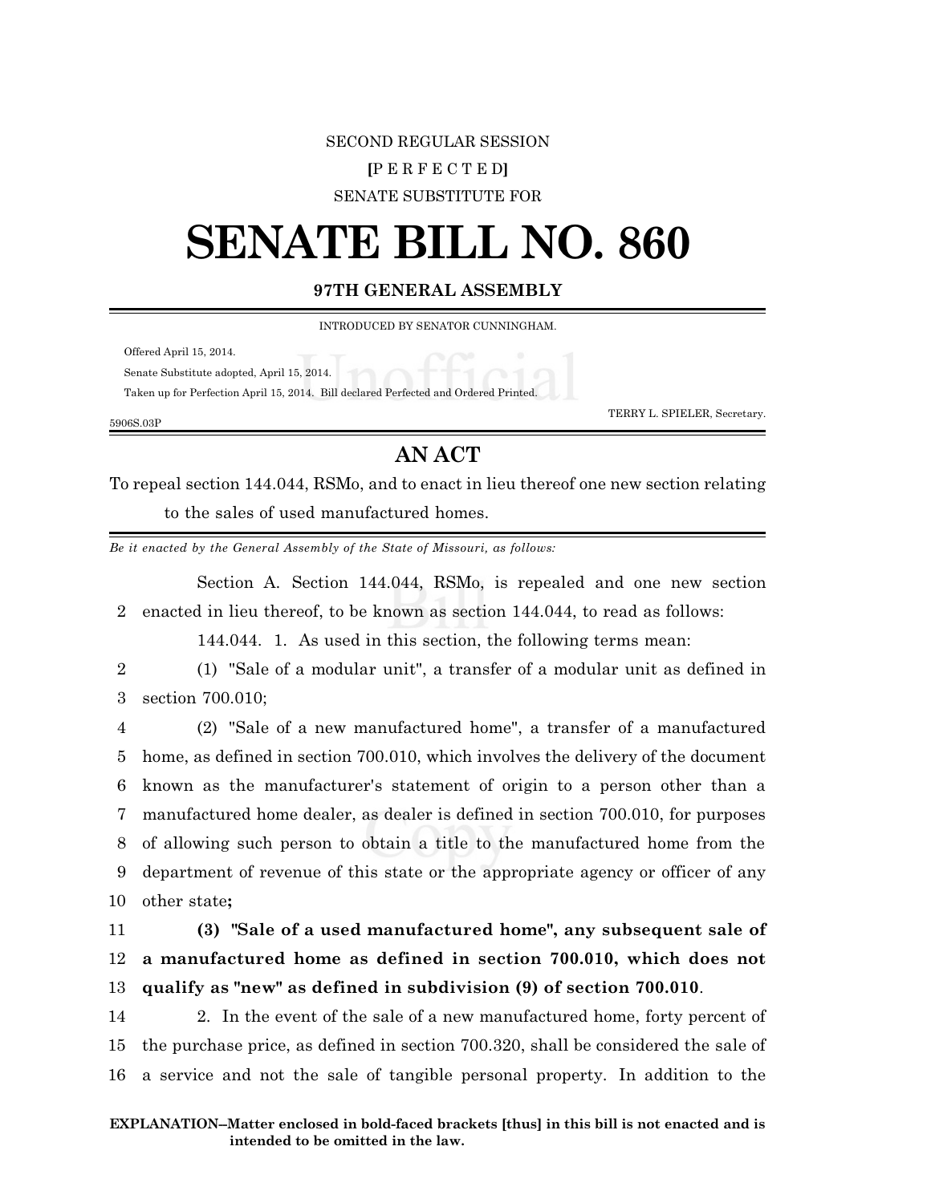SECOND REGULAR SESSION

**[**P E R F E C T E D**]**

SENATE SUBSTITUTE FOR

# SENATE BILL NO. 860

**97TH GENERAL ASSEMBLY**

INTRODUCED BY SENATOR CUNNINGHAM.

Offered April 15, 2014.

Senate Substitute adopted, April 15, 2014.

Taken up for Perfection April 15, 2014. Bill declared Perfected and Ordered Printed.

TERRY L. SPIELER, Secretary.

5906S.03P

## AN ACT

To repeal section 144.044, RSMo, and to enact in lieu thereof one new section relating to the sales of used manufactured homes.

*Be it enacted by the General Assembly of the State of Missouri, as follows:*

Section A. Section 144.044, RSMo, is repealed and one new section enacted in lieu thereof, to be known as section 144.044, to read as follows:

144.044. 1. As used in this section, the following terms mean:

(1) "Sale of a modular unit", a transfer of a modular unit as defined in section 700.010;

(2) "Sale of a new manufactured home", a transfer of a manufactured home, as defined in section 700.010, which involves the delivery of the document known as the manufacturer's statement of origin to a person other than a manufactured home dealer, as dealer is defined in section 700.010, for purposes of allowing such person to obtain a title to the manufactured home from the department of revenue of this state or the appropriate agency or officer of any other state**;**

**(3) "Sale of a used manufactured home", any subsequent sale of a manufactured home as defined in section 700.010, which does not qualify as "new" as defined in subdivision (9) of section 700.010**.

2. In the event of the sale of a new manufactured home, forty percent of the purchase price, as defined in section 700.320, shall be considered the sale of a service and not the sale of tangible personal property. In addition to the

**EXPLANATION–Matter enclosed in bold-faced brackets [thus] in this bill is not enacted and is intended to be omitted in the law.**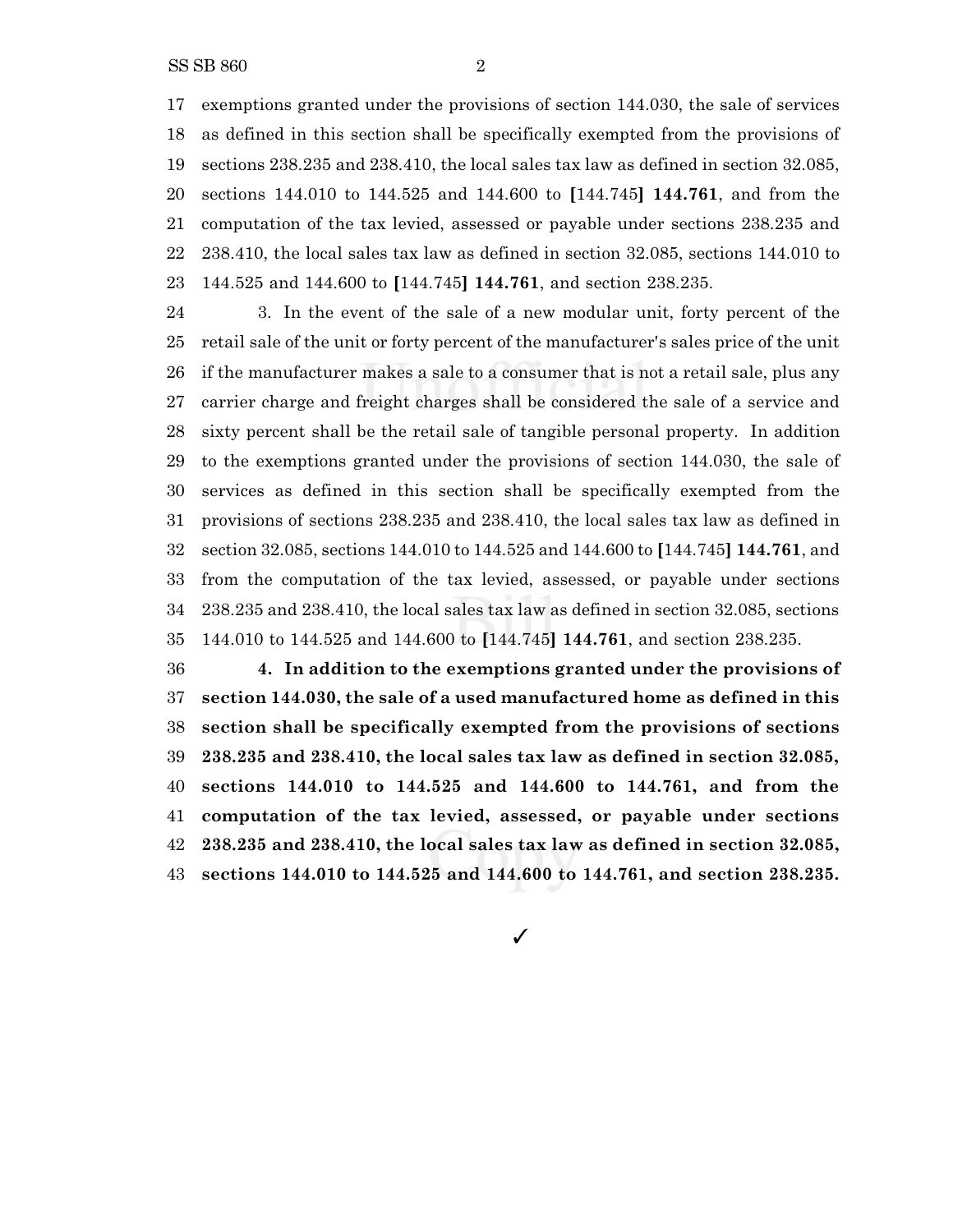exemptions granted under the provisions of section 144.030, the sale of services as defined in this section shall be specifically exempted from the provisions of sections 238.235 and 238.410, the local sales tax law as defined in section 32.085, sections 144.010 to 144.525 and 144.600 to [144.745] **144.761**, and from the computation of the tax levied, assessed or payable under sections 238.235 and 238.410, the local sales tax law as defined in section 32.085, sections 144.010 to 144.525 and 144.600 to [144.745] **144.761**, and section 238.235.

3. In the event of the sale of a new modular unit, forty percent of the retail sale of the unit or forty percent of the manufacturer's sales price of the unit if the manufacturer makes a sale to a consumer that is not a retail sale, plus any carrier charge and freight charges shall be considered the sale of a service and sixty percent shall be the retail sale of tangible personal property. In addition to the exemptions granted under the provisions of section 144.030, the sale of services as defined in this section shall be specifically exempted from the provisions of sections 238.235 and 238.410, the local sales tax law as defined in section 32.085, sections 144.010 to 144.525 and 144.600 to [144.745] **144.761**, and from the computation of the tax levied, assessed, or payable under sections 238.235 and 238.410, the local sales tax law as defined in section 32.085, sections 144.010 to 144.525 and 144.600 to [144.745] **144.761**, and section 238.235.

**4. In addition to the exemptions granted under the provisions of section 144.030, the sale of a used manufactured home as defined in this section shall be specifically exempted from the provisions of sections 238.235 and 238.410, the local sales tax law as defined in section 32.085, sections 144.010 to 144.525 and 144.600 to 144.761, and from the computation of the tax levied, assessed, or payable under sections 238.235 and 238.410, the local sales tax law as defined in section 32.085, sections 144.010 to 144.525 and 144.600 to 144.761, and section 238.235.**

✓